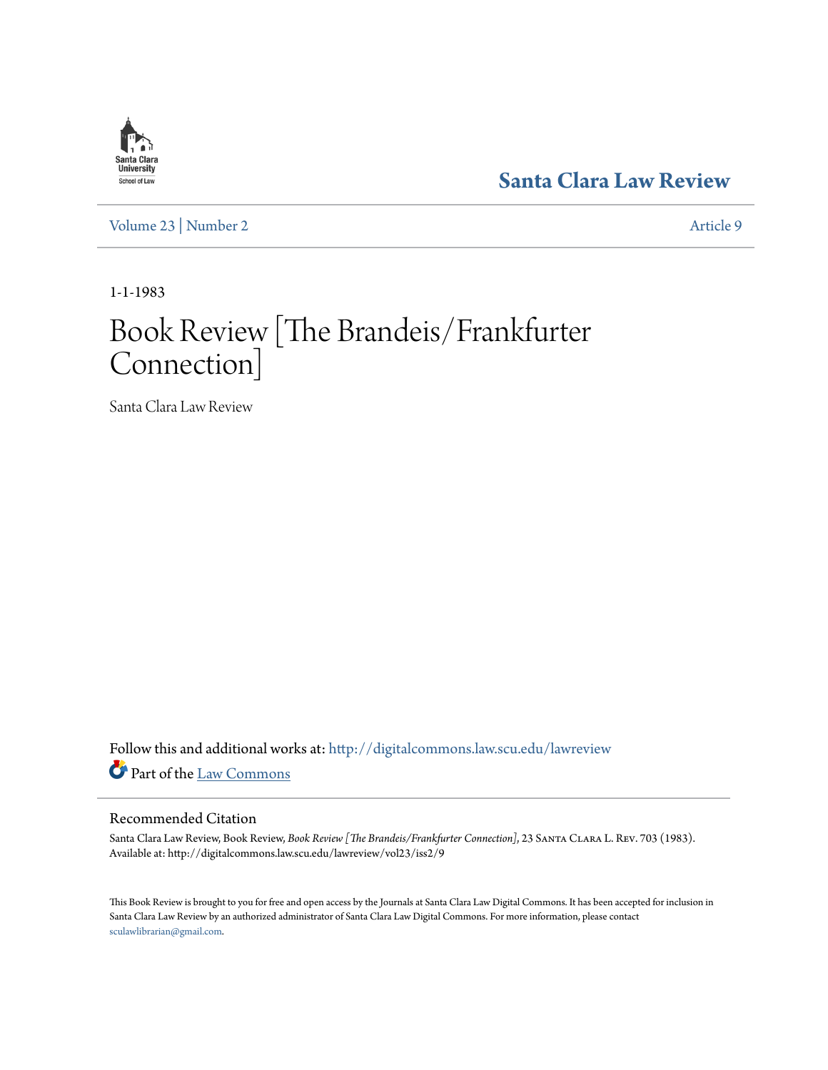Santa Clara University School of Law

# Santa Clara Law Review

Volume 23 | Number 2 Article 9

1-1-1983

# Book Review [The Brandeis/Frankfurter Connection]

Santa Clara Law Review

Follow this and additional works at: http://digitalcommons.law.scu.edu/lawreview

Part of the Law Commons

## Recommended Citation

Santa Clara Law Review, Book Review, *Book Review [The Brandeis/Frankfurter Connection]*, 23 Santa Clara L. Rev. 703 (1983). Available at: http://digitalcommons.law.scu.edu/lawreview/vol23/iss2/9

This Book Review is brought to you for free and open access by the Journals at Santa Clara Law Digital Commons. It has been accepted for inclusion in Santa Clara Law Review by an authorized administrator of Santa Clara Law Digital Commons. For more information, please contact sculawlibrarian@gmail.com.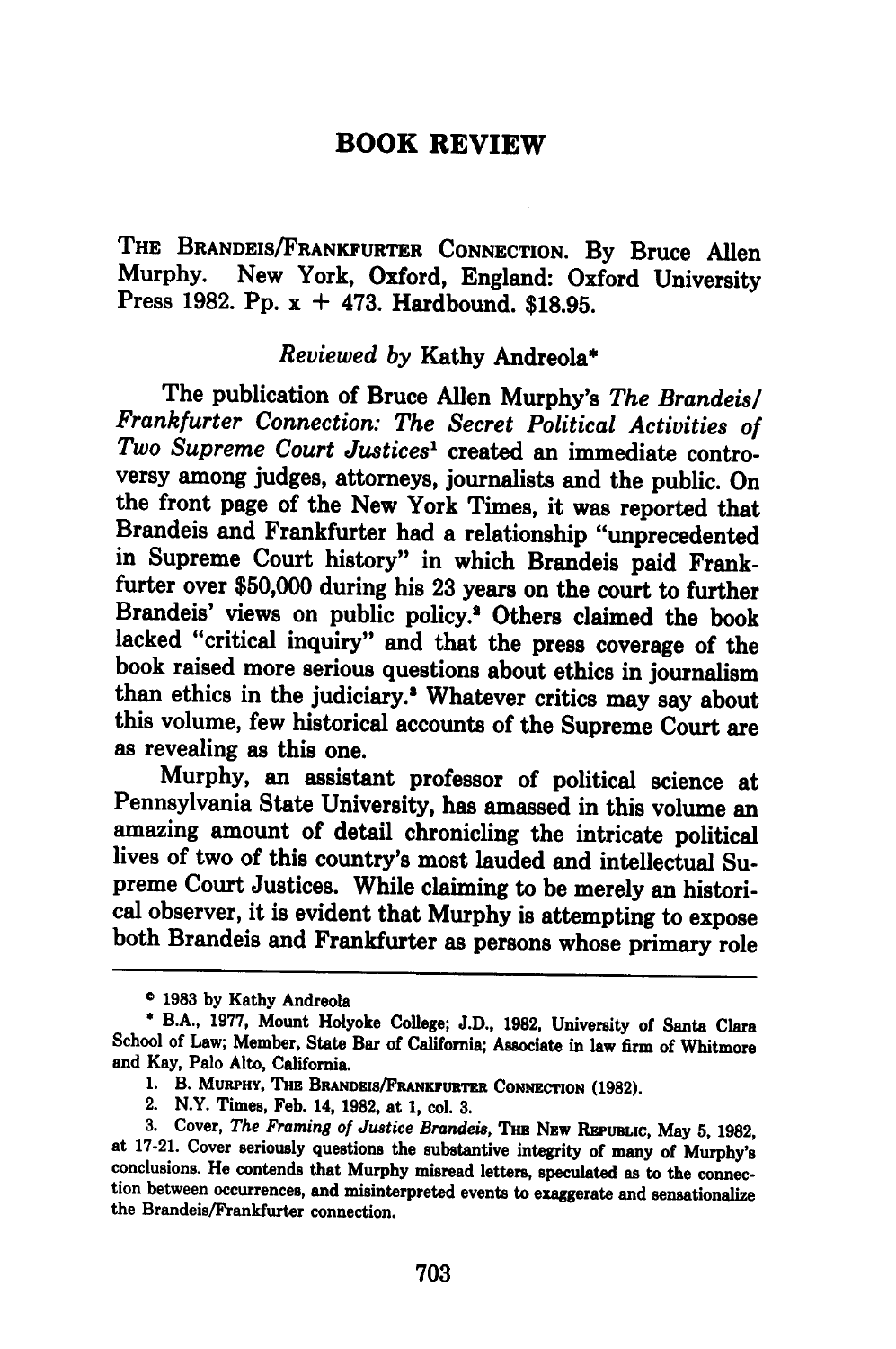# BOOK REVIEW

THE BRANDEIS/FRANKFURTER CONNECTION. By Bruce Allen Murphy. New York, Oxford, England: Oxford University Press 1982. Pp. x + 473. Hardbound. $18.95.

*Reviewed by* Kathy Andreola*

The publication of Bruce Allen Murphy's *The Brandeis/Frankfurter Connection: The Secret Political Activities of Two Supreme Court Justices*[1] created an immediate controversy among judges, attorneys, journalists and the public. On the front page of the New York Times, it was reported that Brandeis and Frankfurter had a relationship "unprecedented in Supreme Court history" in which Brandeis paid Frankfurter over $50,000 during his 23 years on the court to further Brandeis' views on public policy.[2] Others claimed the book lacked "critical inquiry" and that the press coverage of the book raised more serious questions about ethics in journalism than ethics in the judiciary.[3] Whatever critics may say about this volume, few historical accounts of the Supreme Court are as revealing as this one.

Murphy, an assistant professor of political science at Pennsylvania State University, has amassed in this volume an amazing amount of detail chronicling the intricate political lives of two of this country's most lauded and intellectual Supreme Court Justices. While claiming to be merely an historical observer, it is evident that Murphy is attempting to expose both Brandeis and Frankfurter as persons whose primary role

---

© 1983 by Kathy Andreola

\* B.A., 1977, Mount Holyoke College; J.D., 1982, University of Santa Clara School of Law; Member, State Bar of California; Associate in law firm of Whitmore and Kay, Palo Alto, California.

1. B. MURPHY, THE BRANDEIS/FRANKFURTER CONNECTION (1982).

2. N.Y. Times, Feb. 14, 1982, at 1, col. 3.

3. Cover, *The Framing of Justice Brandeis*, THE NEW REPUBLIC, May 5, 1982, at 17-21. Cover seriously questions the substantive integrity of many of Murphy's conclusions. He contends that Murphy misread letters, speculated as to the connection between occurrences, and misinterpreted events to exaggerate and sensationalize the Brandeis/Frankfurter connection.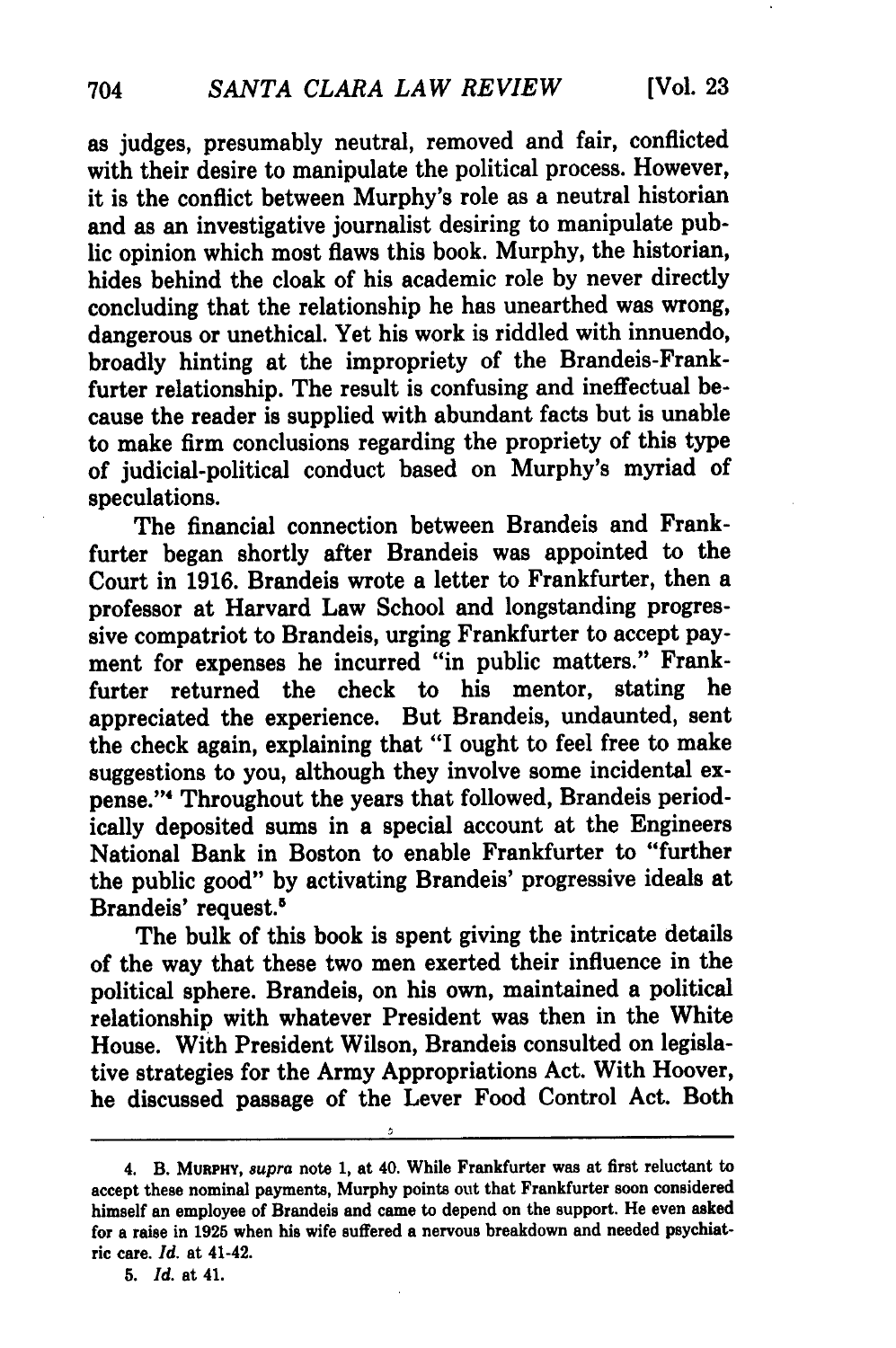as judges, presumably neutral, removed and fair, conflicted with their desire to manipulate the political process. However, it is the conflict between Murphy's role as a neutral historian and as an investigative journalist desiring to manipulate public opinion which most flaws this book. Murphy, the historian, hides behind the cloak of his academic role by never directly concluding that the relationship he has unearthed was wrong, dangerous or unethical. Yet his work is riddled with innuendo, broadly hinting at the impropriety of the Brandeis-Frankfurter relationship. The result is confusing and ineffectual because the reader is supplied with abundant facts but is unable to make firm conclusions regarding the propriety of this type of judicial-political conduct based on Murphy's myriad of speculations.

The financial connection between Brandeis and Frankfurter began shortly after Brandeis was appointed to the Court in 1916. Brandeis wrote a letter to Frankfurter, then a professor at Harvard Law School and longstanding progressive compatriot to Brandeis, urging Frankfurter to accept payment for expenses he incurred "in public matters." Frankfurter returned the check to his mentor, stating he appreciated the experience. But Brandeis, undaunted, sent the check again, explaining that "I ought to feel free to make suggestions to you, although they involve some incidental expense."[4] Throughout the years that followed, Brandeis periodically deposited sums in a special account at the Engineers National Bank in Boston to enable Frankfurter to "further the public good" by activating Brandeis' progressive ideals at Brandeis' request.[5]

The bulk of this book is spent giving the intricate details of the way that these two men exerted their influence in the political sphere. Brandeis, on his own, maintained a political relationship with whatever President was then in the White House. With President Wilson, Brandeis consulted on legislative strategies for the Army Appropriations Act. With Hoover, he discussed passage of the Lever Food Control Act. Both

---

4. B. MURPHY, *supra* note 1, at 40. While Frankfurter was at first reluctant to accept these nominal payments, Murphy points out that Frankfurter soon considered himself an employee of Brandeis and came to depend on the support. He even asked for a raise in 1925 when his wife suffered a nervous breakdown and needed psychiatric care. *Id.* at 41-42.

5. *Id.* at 41.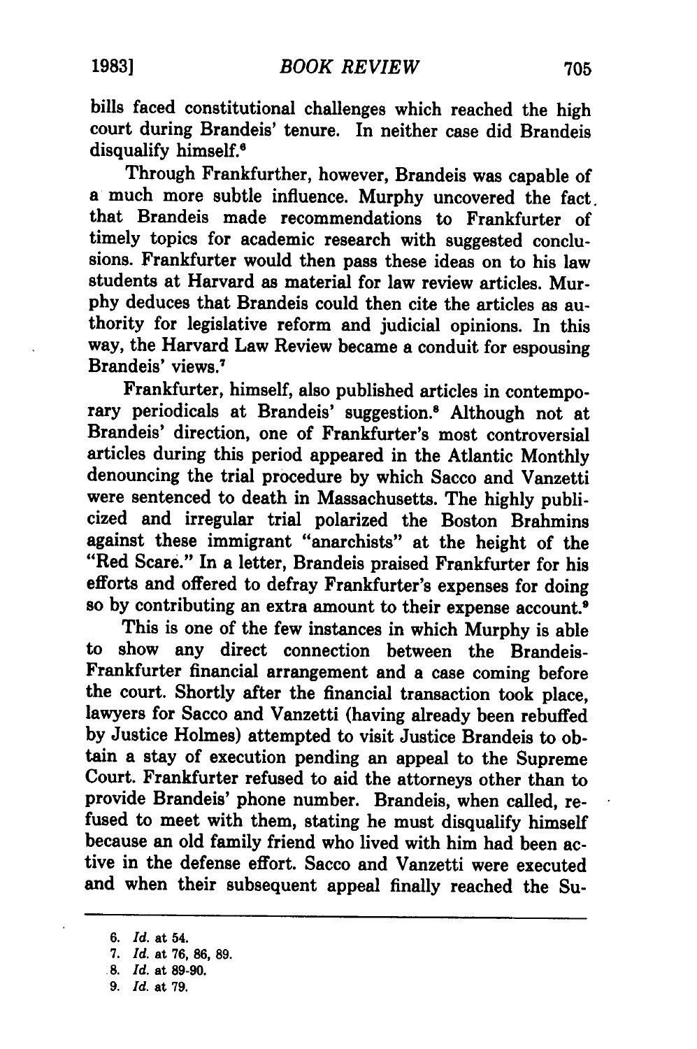bills faced constitutional challenges which reached the high court during Brandeis' tenure. In neither case did Brandeis disqualify himself.[6]

Through Frankfurther, however, Brandeis was capable of a much more subtle influence. Murphy uncovered the fact that Brandeis made recommendations to Frankfurter of timely topics for academic research with suggested conclusions. Frankfurter would then pass these ideas on to his law students at Harvard as material for law review articles. Murphy deduces that Brandeis could then cite the articles as authority for legislative reform and judicial opinions. In this way, the Harvard Law Review became a conduit for espousing Brandeis' views.[7]

Frankfurter, himself, also published articles in contemporary periodicals at Brandeis' suggestion.[8] Although not at Brandeis' direction, one of Frankfurter's most controversial articles during this period appeared in the Atlantic Monthly denouncing the trial procedure by which Sacco and Vanzetti were sentenced to death in Massachusetts. The highly publicized and irregular trial polarized the Boston Brahmins against these immigrant "anarchists" at the height of the "Red Scare." In a letter, Brandeis praised Frankfurter for his efforts and offered to defray Frankfurter's expenses for doing so by contributing an extra amount to their expense account.[9]

This is one of the few instances in which Murphy is able to show any direct connection between the Brandeis-Frankfurter financial arrangement and a case coming before the court. Shortly after the financial transaction took place, lawyers for Sacco and Vanzetti (having already been rebuffed by Justice Holmes) attempted to visit Justice Brandeis to obtain a stay of execution pending an appeal to the Supreme Court. Frankfurter refused to aid the attorneys other than to provide Brandeis' phone number. Brandeis, when called, refused to meet with them, stating he must disqualify himself because an old family friend who lived with him had been active in the defense effort. Sacco and Vanzetti were executed and when their subsequent appeal finally reached the Su-

---

6. *Id.* at 54.
7. *Id.* at 76, 86, 89.
8. *Id.* at 89-90.
9. *Id.* at 79.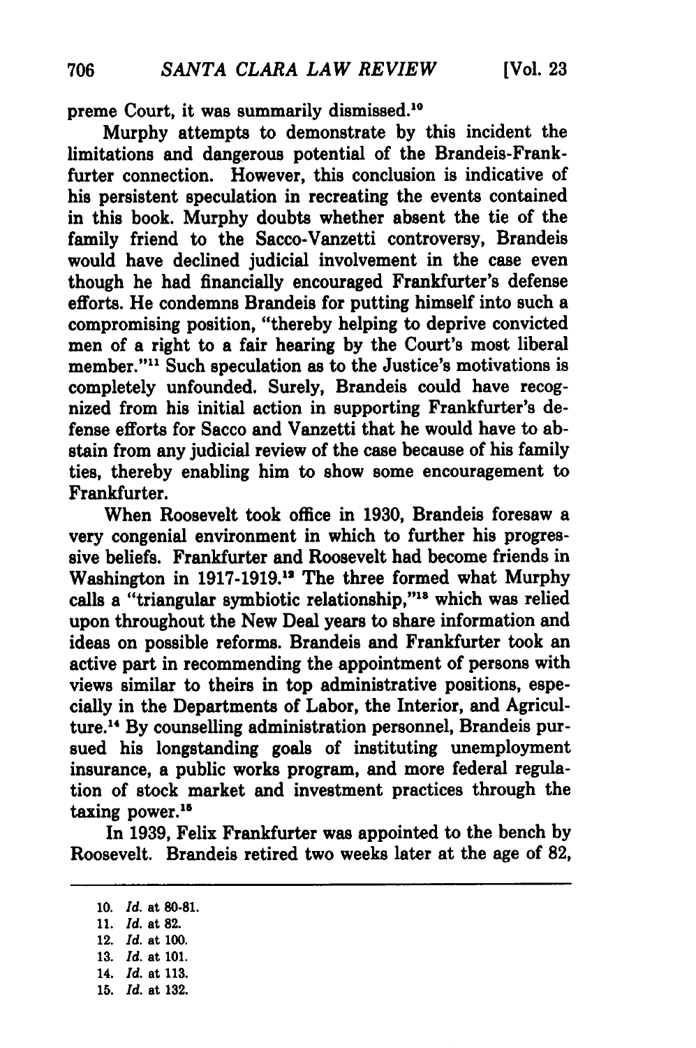preme Court, it was summarily dismissed.[10]

Murphy attempts to demonstrate by this incident the limitations and dangerous potential of the Brandeis-Frankfurter connection. However, this conclusion is indicative of his persistent speculation in recreating the events contained in this book. Murphy doubts whether absent the tie of the family friend to the Sacco-Vanzetti controversy, Brandeis would have declined judicial involvement in the case even though he had financially encouraged Frankfurter's defense efforts. He condemns Brandeis for putting himself into such a compromising position, "thereby helping to deprive convicted men of a right to a fair hearing by the Court's most liberal member."[11] Such speculation as to the Justice's motivations is completely unfounded. Surely, Brandeis could have recognized from his initial action in supporting Frankfurter's defense efforts for Sacco and Vanzetti that he would have to abstain from any judicial review of the case because of his family ties, thereby enabling him to show some encouragement to Frankfurter.

When Roosevelt took office in 1930, Brandeis foresaw a very congenial environment in which to further his progressive beliefs. Frankfurter and Roosevelt had become friends in Washington in 1917-1919.[12] The three formed what Murphy calls a "triangular symbiotic relationship,"[13] which was relied upon throughout the New Deal years to share information and ideas on possible reforms. Brandeis and Frankfurter took an active part in recommending the appointment of persons with views similar to theirs in top administrative positions, especially in the Departments of Labor, the Interior, and Agriculture.[14] By counselling administration personnel, Brandeis pursued his longstanding goals of instituting unemployment insurance, a public works program, and more federal regulation of stock market and investment practices through the taxing power.[15]

In 1939, Felix Frankfurter was appointed to the bench by Roosevelt. Brandeis retired two weeks later at the age of 82,

---

10. *Id.* at 80-81.
11. *Id.* at 82.
12. *Id.* at 100.
13. *Id.* at 101.
14. *Id.* at 113.
15. *Id.* at 132.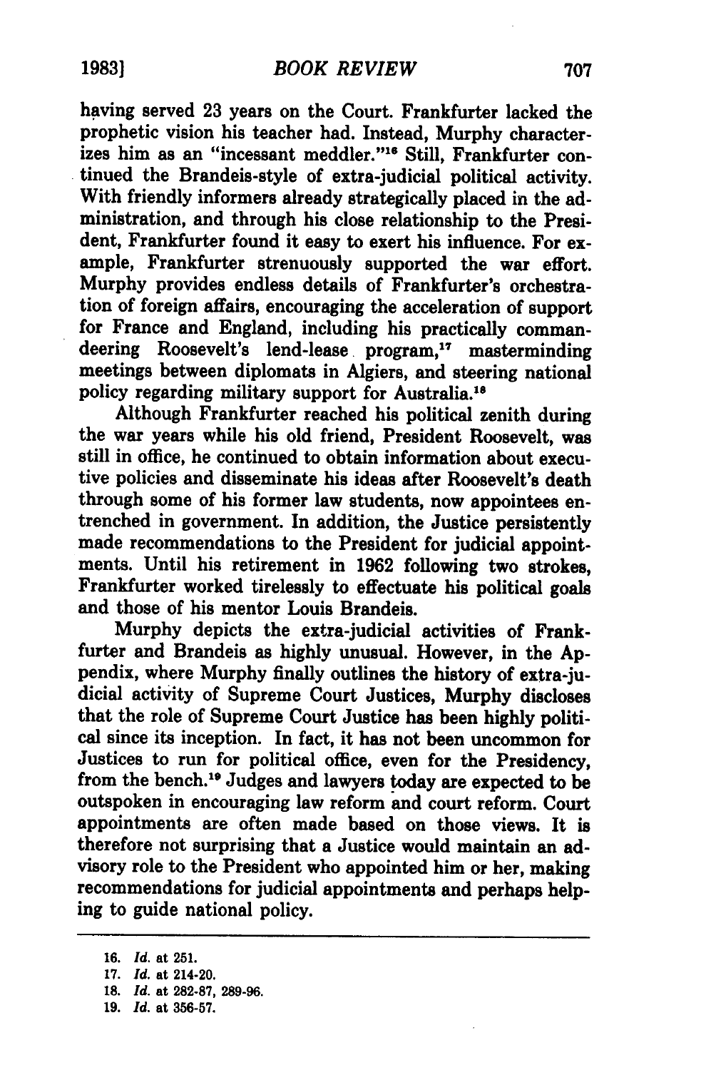having served 23 years on the Court. Frankfurter lacked the prophetic vision his teacher had. Instead, Murphy characterizes him as an "incessant meddler."[16] Still, Frankfurter continued the Brandeis-style of extra-judicial political activity. With friendly informers already strategically placed in the administration, and through his close relationship to the President, Frankfurter found it easy to exert his influence. For example, Frankfurter strenuously supported the war effort. Murphy provides endless details of Frankfurter's orchestration of foreign affairs, encouraging the acceleration of support for France and England, including his practically commandeering Roosevelt's lend-lease program,[17] masterminding meetings between diplomats in Algiers, and steering national policy regarding military support for Australia.[18]

Although Frankfurter reached his political zenith during the war years while his old friend, President Roosevelt, was still in office, he continued to obtain information about executive policies and disseminate his ideas after Roosevelt's death through some of his former law students, now appointees entrenched in government. In addition, the Justice persistently made recommendations to the President for judicial appointments. Until his retirement in 1962 following two strokes, Frankfurter worked tirelessly to effectuate his political goals and those of his mentor Louis Brandeis.

Murphy depicts the extra-judicial activities of Frankfurter and Brandeis as highly unusual. However, in the Appendix, where Murphy finally outlines the history of extra-judicial activity of Supreme Court Justices, Murphy discloses that the role of Supreme Court Justice has been highly political since its inception. In fact, it has not been uncommon for Justices to run for political office, even for the Presidency, from the bench.[19] Judges and lawyers today are expected to be outspoken in encouraging law reform and court reform. Court appointments are often made based on those views. It is therefore not surprising that a Justice would maintain an advisory role to the President who appointed him or her, making recommendations for judicial appointments and perhaps helping to guide national policy.

---

16. *Id.* at 251.
17. *Id.* at 214-20.
18. *Id.* at 282-87, 289-96.
19. *Id.* at 356-57.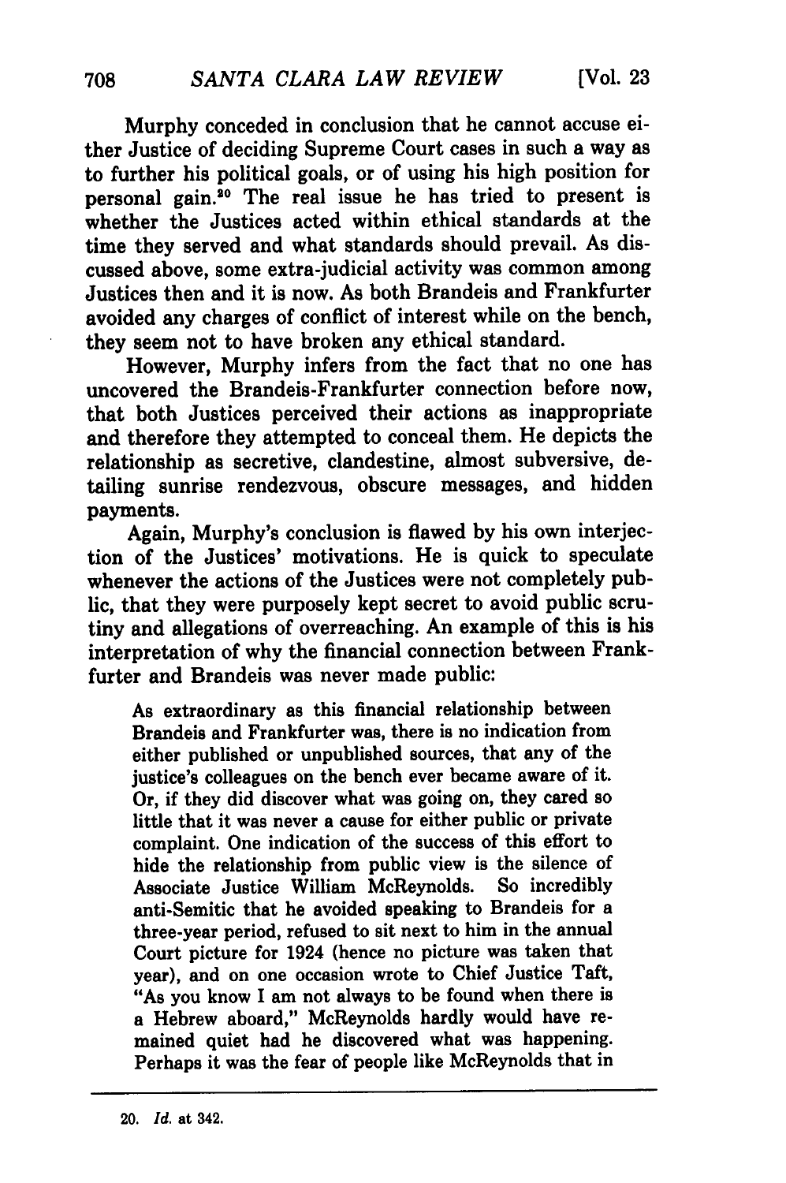Murphy conceded in conclusion that he cannot accuse either Justice of deciding Supreme Court cases in such a way as to further his political goals, or of using his high position for personal gain.[20] The real issue he has tried to present is whether the Justices acted within ethical standards at the time they served and what standards should prevail. As discussed above, some extra-judicial activity was common among Justices then and it is now. As both Brandeis and Frankfurter avoided any charges of conflict of interest while on the bench, they seem not to have broken any ethical standard.

However, Murphy infers from the fact that no one has uncovered the Brandeis-Frankfurter connection before now, that both Justices perceived their actions as inappropriate and therefore they attempted to conceal them. He depicts the relationship as secretive, clandestine, almost subversive, detailing sunrise rendezvous, obscure messages, and hidden payments.

Again, Murphy's conclusion is flawed by his own interjection of the Justices' motivations. He is quick to speculate whenever the actions of the Justices were not completely public, that they were purposely kept secret to avoid public scrutiny and allegations of overreaching. An example of this is his interpretation of why the financial connection between Frankfurter and Brandeis was never made public:

> As extraordinary as this financial relationship between Brandeis and Frankfurter was, there is no indication from either published or unpublished sources, that any of the justice's colleagues on the bench ever became aware of it. Or, if they did discover what was going on, they cared so little that it was never a cause for either public or private complaint. One indication of the success of this effort to hide the relationship from public view is the silence of Associate Justice William McReynolds. So incredibly anti-Semitic that he avoided speaking to Brandeis for a three-year period, refused to sit next to him in the annual Court picture for 1924 (hence no picture was taken that year), and on one occasion wrote to Chief Justice Taft, "As you know I am not always to be found when there is a Hebrew aboard," McReynolds hardly would have remained quiet had he discovered what was happening. Perhaps it was the fear of people like McReynolds that in

---

20. *Id.* at 342.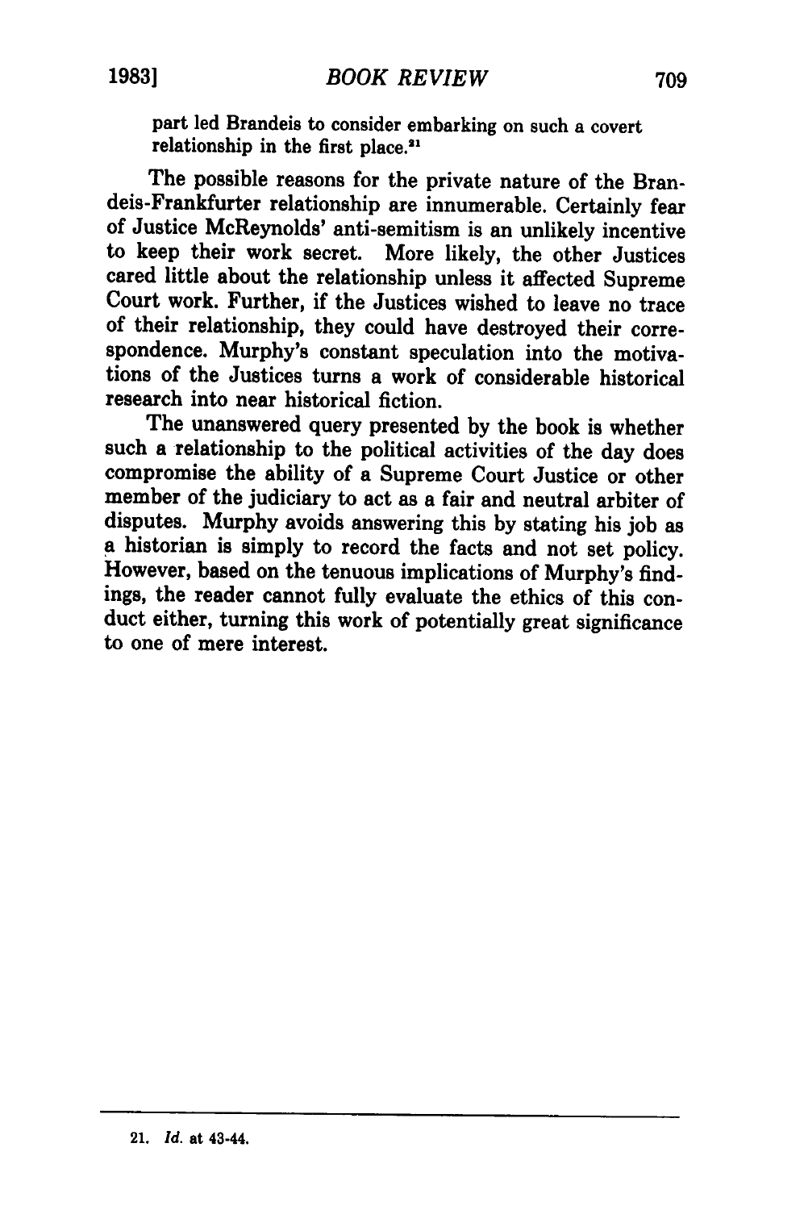part led Brandeis to consider embarking on such a covert relationship in the first place.[21]

The possible reasons for the private nature of the Brandeis-Frankfurter relationship are innumerable. Certainly fear of Justice McReynolds' anti-semitism is an unlikely incentive to keep their work secret. More likely, the other Justices cared little about the relationship unless it affected Supreme Court work. Further, if the Justices wished to leave no trace of their relationship, they could have destroyed their correspondence. Murphy's constant speculation into the motivations of the Justices turns a work of considerable historical research into near historical fiction.

The unanswered query presented by the book is whether such a relationship to the political activities of the day does compromise the ability of a Supreme Court Justice or other member of the judiciary to act as a fair and neutral arbiter of disputes. Murphy avoids answering this by stating his job as a historian is simply to record the facts and not set policy. However, based on the tenuous implications of Murphy's findings, the reader cannot fully evaluate the ethics of this conduct either, turning this work of potentially great significance to one of mere interest.

21. *Id.* at 43-44.